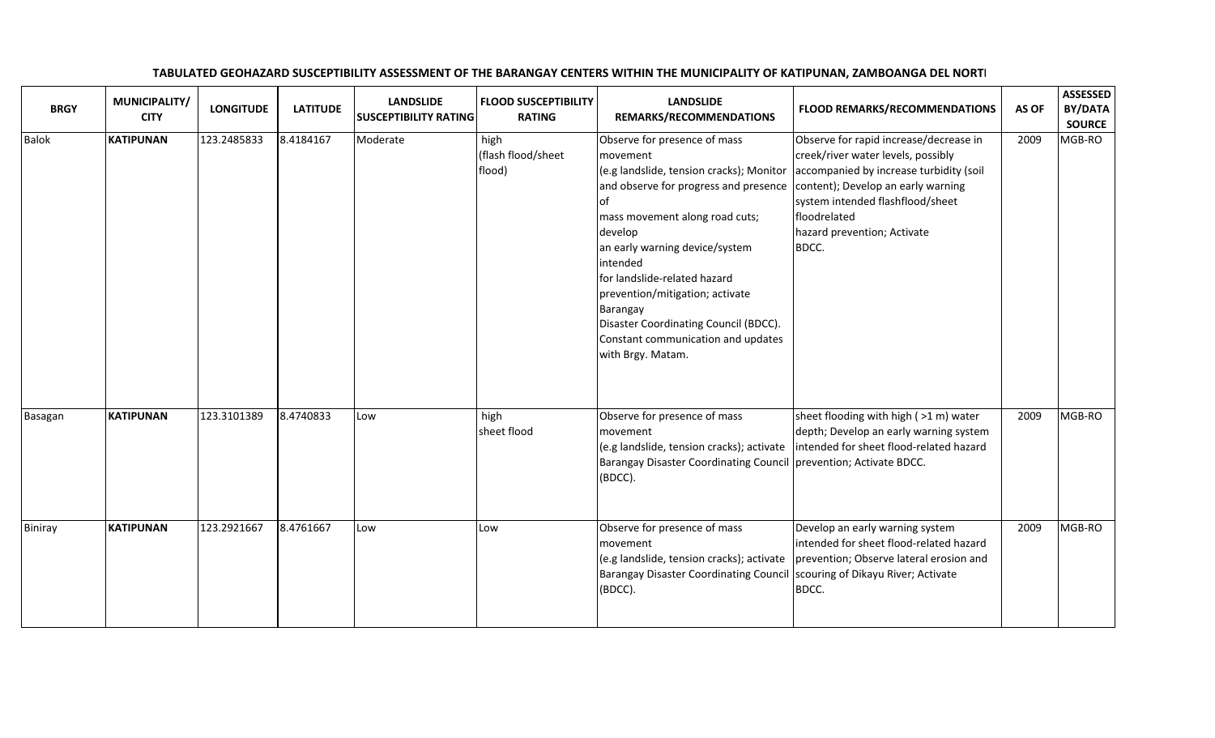**TABULATED GEOHAZARD SUSCEPTIBILITY ASSESSMENT OF THE BARANGAY CENTERS WITHIN THE MUNICIPALITY OF KATIPUNAN, ZAMBOANGA DEL NORTI**

| BRGY | MUNICIPALITY/ CITY | LONGITUDE | LATITUDE | LANDSLIDE SUSCEPTIBILITY RATING | FLOOD SUSCEPTIBILITY RATING | LANDSLIDE REMARKS/RECOMMENDATIONS | FLOOD REMARKS/RECOMMENDATIONS | AS OF | ASSESSED BY/DATA SOURCE |
|---|---|---|---|---|---|---|---|---|---|
| Balok | **KATIPUNAN** | 123.2485833 | 8.4184167 | Moderate | high (flash flood/sheet flood) | Observe for presence of mass movement (e.g landslide, tension cracks); Monitor and observe for progress and presence of mass movement along road cuts; develop an early warning device/system intended for landslide-related hazard prevention/mitigation; activate Barangay Disaster Coordinating Council (BDCC). Constant communication and updates with Brgy. Matam. | Observe for rapid increase/decrease in creek/river water levels, possibly accompanied by increase turbidity (soil content); Develop an early warning system intended flashflood/sheet floodrelated hazard prevention; Activate BDCC. | 2009 | MGB-RO |
| Basagan | **KATIPUNAN** | 123.3101389 | 8.4740833 | Low | high sheet flood | Observe for presence of mass movement (e.g landslide, tension cracks); activate Barangay Disaster Coordinating Council (BDCC). | sheet flooding with high ( >1 m) water depth; Develop an early warning system intended for sheet flood-related hazard prevention; Activate BDCC. | 2009 | MGB-RO |
| Biniray | **KATIPUNAN** | 123.2921667 | 8.4761667 | Low | Low | Observe for presence of mass movement (e.g landslide, tension cracks); activate Barangay Disaster Coordinating Council (BDCC). | Develop an early warning system intended for sheet flood-related hazard prevention; Observe lateral erosion and scouring of Dikayu River; Activate BDCC. | 2009 | MGB-RO |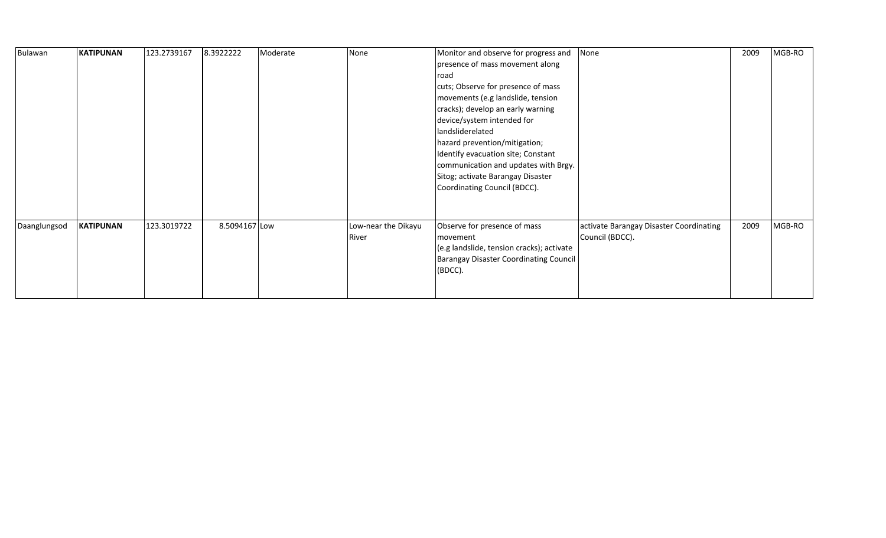| | | | | | | | | | |
|---|---|---|---|---|---|---|---|---|---|
| Bulawan | **KATIPUNAN** | 123.2739167 | 8.3922222 | Moderate | None | Monitor and observe for progress and presence of mass movement along road cuts; Observe for presence of mass movements (e.g landslide, tension cracks); develop an early warning device/system intended for landsliderelated hazard prevention/mitigation; Identify evacuation site; Constant communication and updates with Brgy. Sitog; activate Barangay Disaster Coordinating Council (BDCC). | None | 2009 | MGB-RO |
| Daanglungsod | **KATIPUNAN** | 123.3019722 | 8.5094167 | Low | Low-near the Dikayu River | Observe for presence of mass movement (e.g landslide, tension cracks); activate Barangay Disaster Coordinating Council (BDCC). | activate Barangay Disaster Coordinating Council (BDCC). | 2009 | MGB-RO |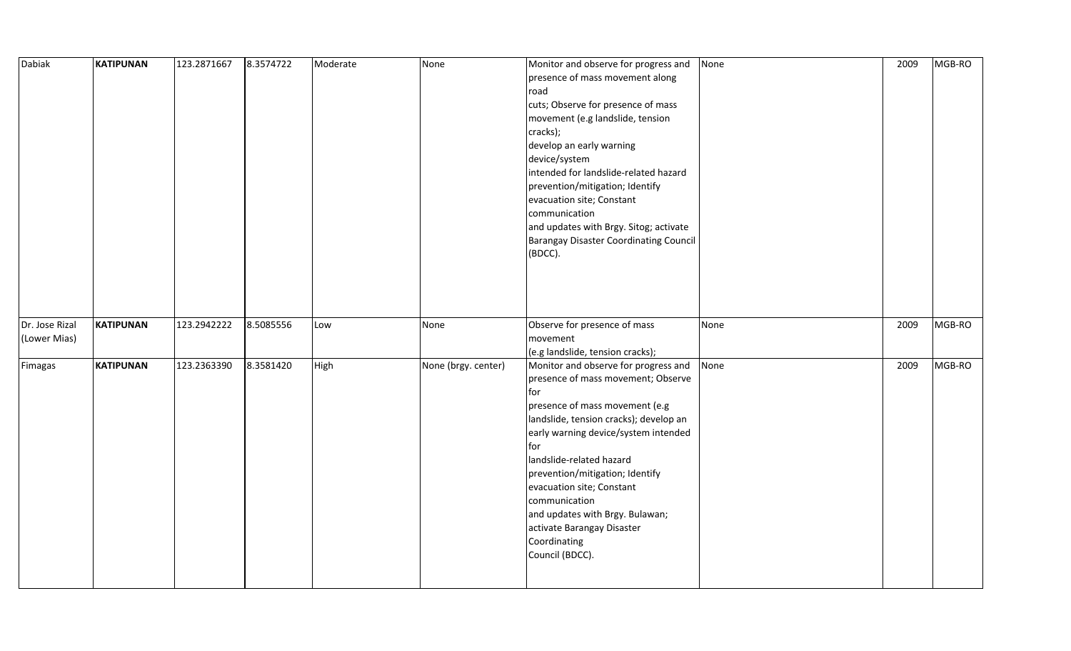| | | | | | | | | | |
|---|---|---|---|---|---|---|---|---|---|
| Dabiak | **KATIPUNAN** | 123.2871667 | 8.3574722 | Moderate | None | Monitor and observe for progress and presence of mass movement along road cuts; Observe for presence of mass movement (e.g landslide, tension cracks); develop an early warning device/system intended for landslide-related hazard prevention/mitigation; Identify evacuation site; Constant communication and updates with Brgy. Sitog; activate Barangay Disaster Coordinating Council (BDCC). | None | 2009 | MGB-RO |
| Dr. Jose Rizal (Lower Mias) | **KATIPUNAN** | 123.2942222 | 8.5085556 | Low | None | Observe for presence of mass movement (e.g landslide, tension cracks); | None | 2009 | MGB-RO |
| Fimagas | **KATIPUNAN** | 123.2363390 | 8.3581420 | High | None (brgy. center) | Monitor and observe for progress and presence of mass movement; Observe for presence of mass movement (e.g landslide, tension cracks); develop an early warning device/system intended for landslide-related hazard prevention/mitigation; Identify evacuation site; Constant communication and updates with Brgy. Bulawan; activate Barangay Disaster Coordinating Council (BDCC). | None | 2009 | MGB-RO |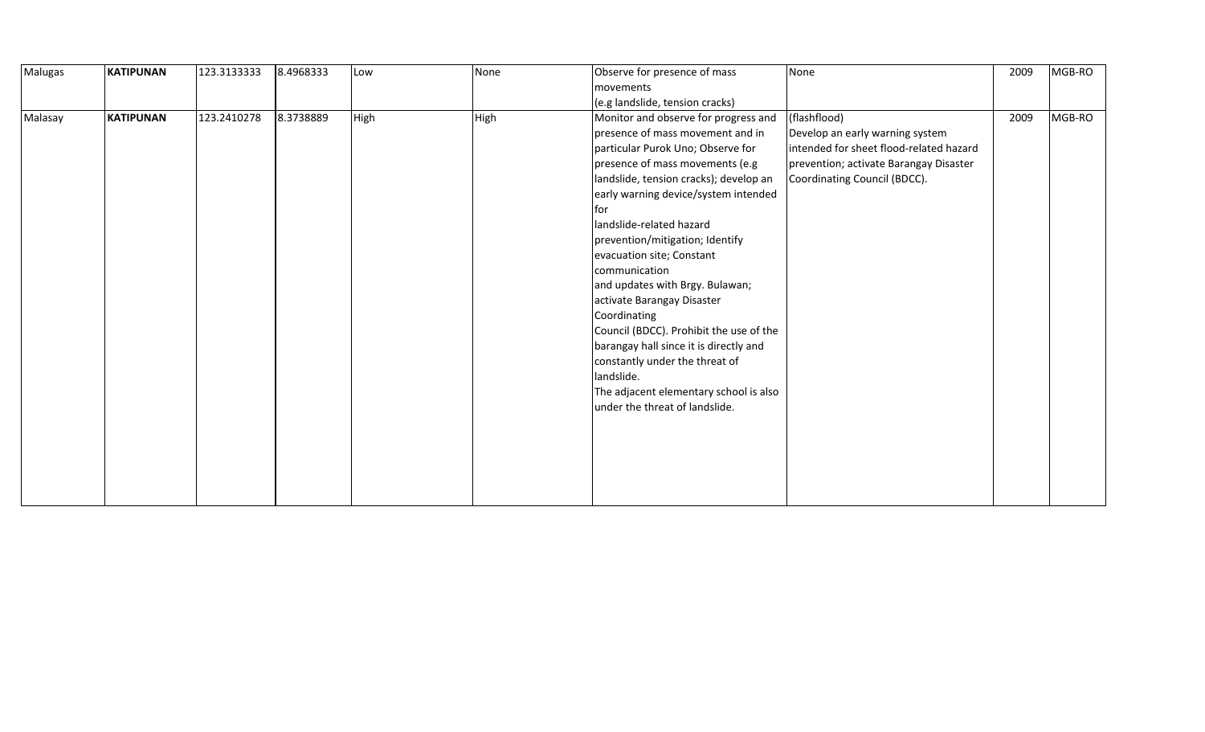| Malugas | **KATIPUNAN** | 123.3133333 | 8.4968333 | Low | None | Observe for presence of mass movements (e.g landslide, tension cracks) | None | 2009 | MGB-RO |
|---|---|---|---|---|---|---|---|---|---|
| Malasay | **KATIPUNAN** | 123.2410278 | 8.3738889 | High | High | Monitor and observe for progress and presence of mass movement and in particular Purok Uno; Observe for presence of mass movements (e.g landslide, tension cracks); develop an early warning device/system intended for landslide-related hazard prevention/mitigation; Identify evacuation site; Constant communication and updates with Brgy. Bulawan; activate Barangay Disaster Coordinating Council (BDCC). Prohibit the use of the barangay hall since it is directly and constantly under the threat of landslide. The adjacent elementary school is also under the threat of landslide. | (flashflood) Develop an early warning system intended for sheet flood-related hazard prevention; activate Barangay Disaster Coordinating Council (BDCC). | 2009 | MGB-RO |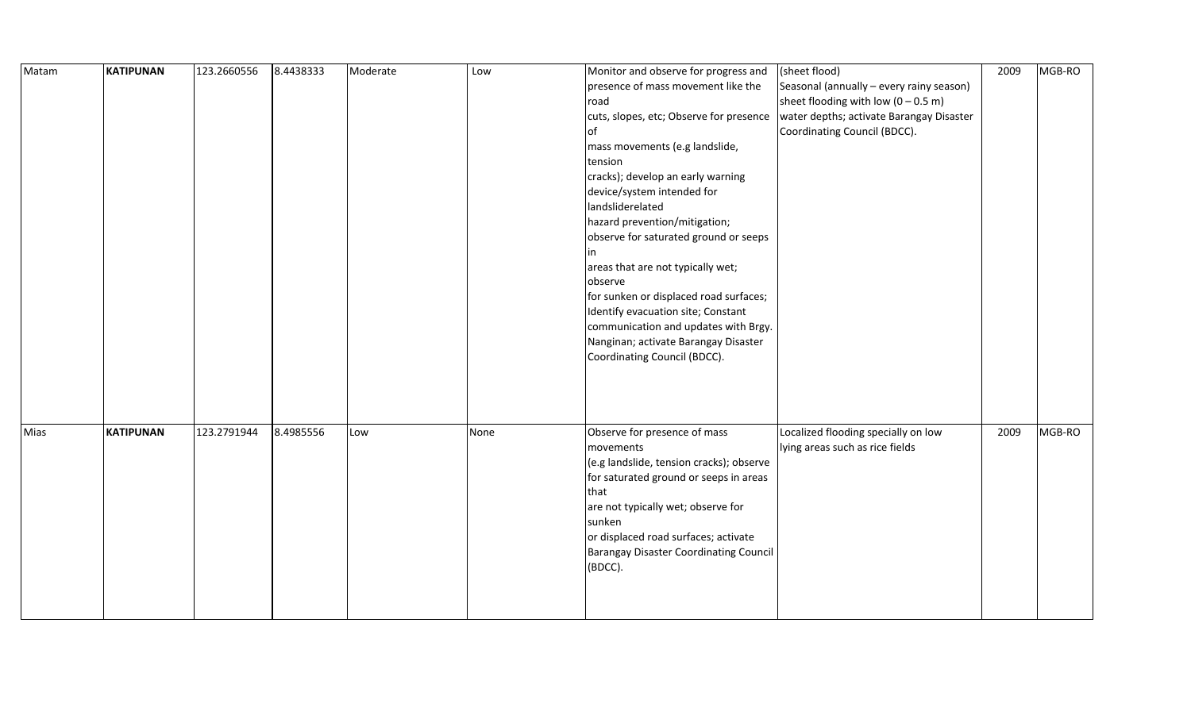| Matam | **KATIPUNAN** | 123.2660556 | 8.4438333 | Moderate | Low | Monitor and observe for progress and presence of mass movement like the road cuts, slopes, etc; Observe for presence of mass movements (e.g landslide, tension cracks); develop an early warning device/system intended for landsliderelated hazard prevention/mitigation; observe for saturated ground or seeps in areas that are not typically wet; observe for sunken or displaced road surfaces; Identify evacuation site; Constant communication and updates with Brgy. Nanginan; activate Barangay Disaster Coordinating Council (BDCC). | (sheet flood) Seasonal (annually – every rainy season) sheet flooding with low (0 – 0.5 m) water depths; activate Barangay Disaster Coordinating Council (BDCC). | 2009 | MGB-RO |
|---|---|---|---|---|---|---|---|---|---|
| Mias | **KATIPUNAN** | 123.2791944 | 8.4985556 | Low | None | Observe for presence of mass movements (e.g landslide, tension cracks); observe for saturated ground or seeps in areas that are not typically wet; observe for sunken or displaced road surfaces; activate Barangay Disaster Coordinating Council (BDCC). | Localized flooding specially on low lying areas such as rice fields | 2009 | MGB-RO |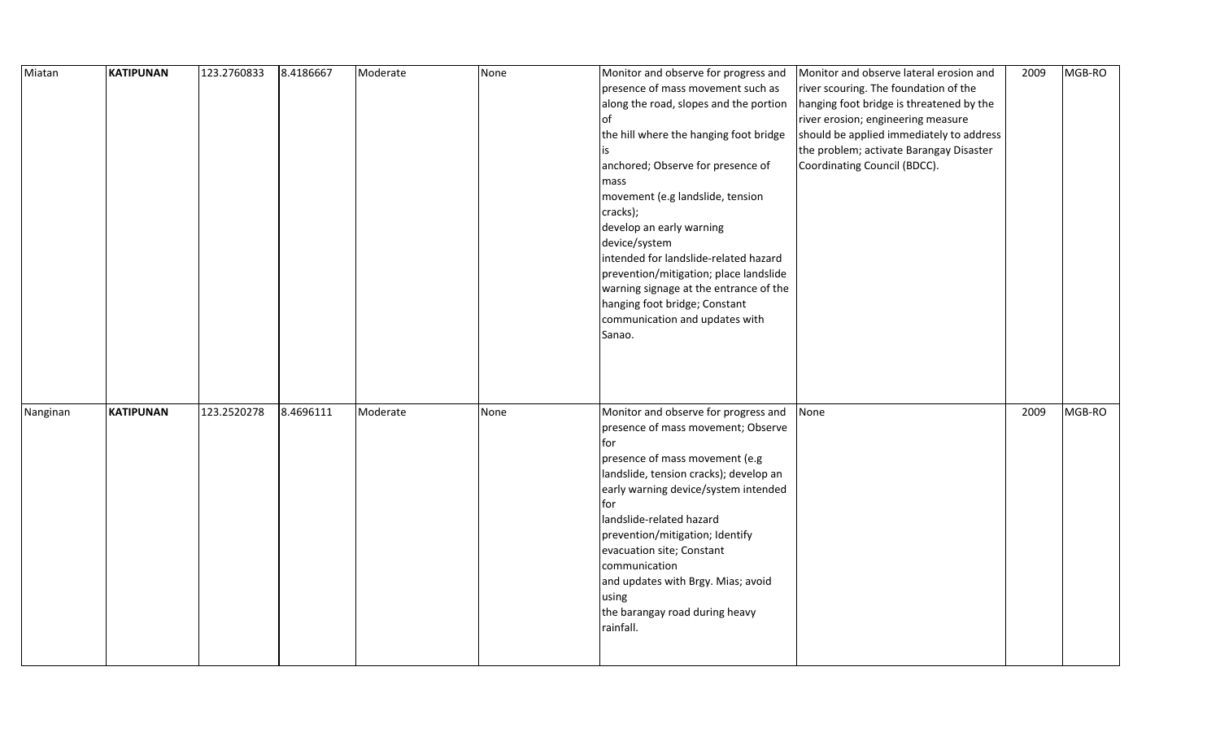| | | | | | | | | | |
|---|---|---|---|---|---|---|---|---|---|
| Miatan | **KATIPUNAN** | 123.2760833 | 8.4186667 | Moderate | None | Monitor and observe for progress and presence of mass movement such as along the road, slopes and the portion of the hill where the hanging foot bridge is anchored; Observe for presence of mass movement (e.g landslide, tension cracks); develop an early warning device/system intended for landslide-related hazard prevention/mitigation; place landslide warning signage at the entrance of the hanging foot bridge; Constant communication and updates with Sanao. | Monitor and observe lateral erosion and river scouring. The foundation of the hanging foot bridge is threatened by the river erosion; engineering measure should be applied immediately to address the problem; activate Barangay Disaster Coordinating Council (BDCC). | 2009 | MGB-RO |
| Nanginan | **KATIPUNAN** | 123.2520278 | 8.4696111 | Moderate | None | Monitor and observe for progress and presence of mass movement; Observe for presence of mass movement (e.g landslide, tension cracks); develop an early warning device/system intended for landslide-related hazard prevention/mitigation; Identify evacuation site; Constant communication and updates with Brgy. Mias; avoid using the barangay road during heavy rainfall. | None | 2009 | MGB-RO |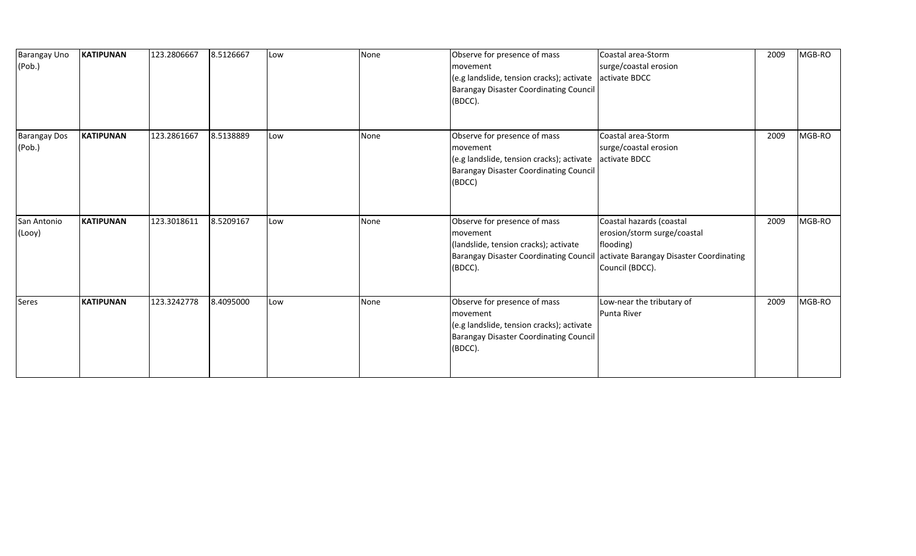| | | | | | | | | | |
|---|---|---|---|---|---|---|---|---|---|
| Barangay Uno (Pob.) | **KATIPUNAN** | 123.2806667 | 8.5126667 | Low | None | Observe for presence of mass movement (e.g landslide, tension cracks); activate Barangay Disaster Coordinating Council (BDCC). | Coastal area-Storm surge/coastal erosion activate BDCC | 2009 | MGB-RO |
| Barangay Dos (Pob.) | **KATIPUNAN** | 123.2861667 | 8.5138889 | Low | None | Observe for presence of mass movement (e.g landslide, tension cracks); activate Barangay Disaster Coordinating Council (BDCC) | Coastal area-Storm surge/coastal erosion activate BDCC | 2009 | MGB-RO |
| San Antonio (Looy) | **KATIPUNAN** | 123.3018611 | 8.5209167 | Low | None | Observe for presence of mass movement (landslide, tension cracks); activate Barangay Disaster Coordinating Council (BDCC). | Coastal hazards (coastal erosion/storm surge/coastal flooding) activate Barangay Disaster Coordinating Council (BDCC). | 2009 | MGB-RO |
| Seres | **KATIPUNAN** | 123.3242778 | 8.4095000 | Low | None | Observe for presence of mass movement (e.g landslide, tension cracks); activate Barangay Disaster Coordinating Council (BDCC). | Low-near the tributary of Punta River | 2009 | MGB-RO |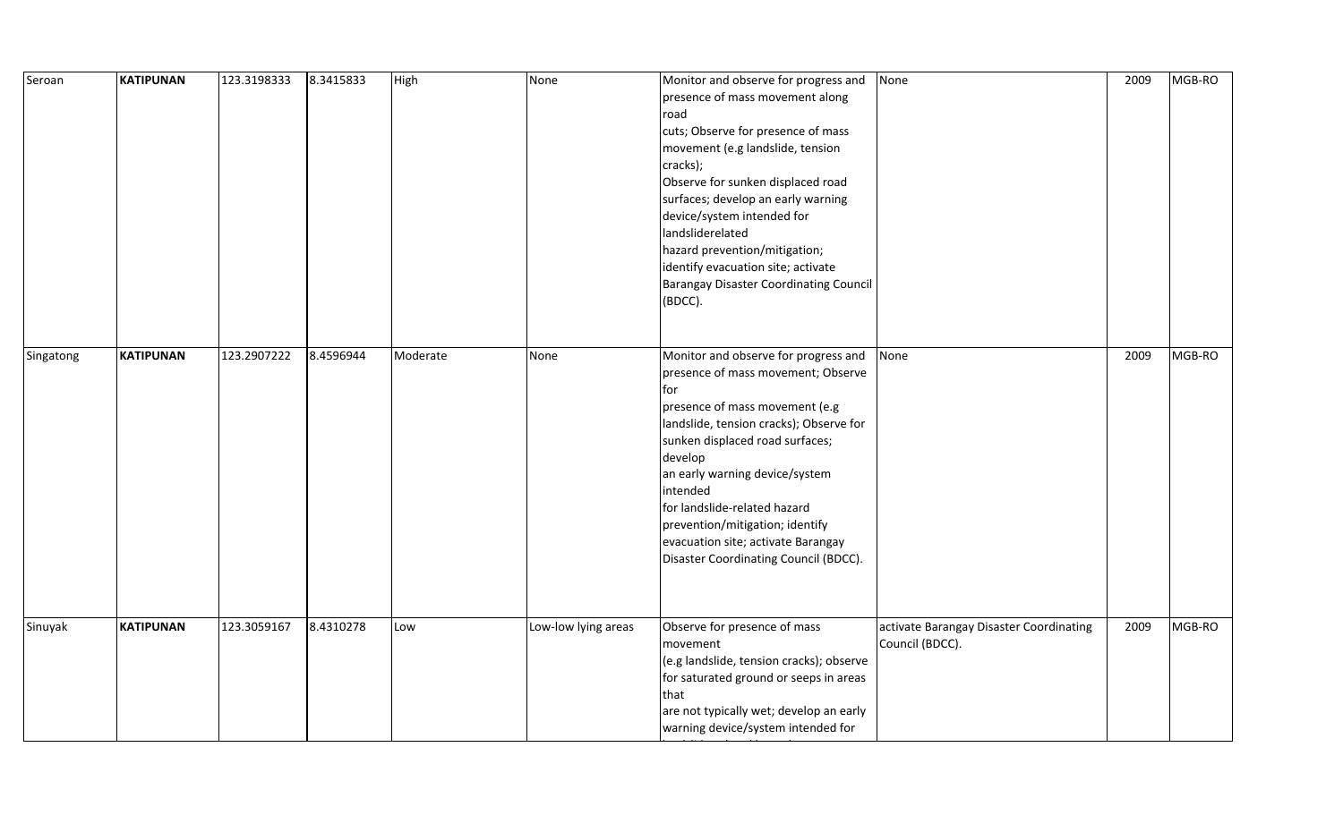| Seroan | **KATIPUNAN** | 123.3198333 | 8.3415833 | High | None | Monitor and observe for progress and presence of mass movement along road cuts; Observe for presence of mass movement (e.g landslide, tension cracks); Observe for sunken displaced road surfaces; develop an early warning device/system intended for landsliderelated hazard prevention/mitigation; identify evacuation site; activate Barangay Disaster Coordinating Council (BDCC). | None | 2009 | MGB-RO |
|---|---|---|---|---|---|---|---|---|---|
| Singatong | **KATIPUNAN** | 123.2907222 | 8.4596944 | Moderate | None | Monitor and observe for progress and presence of mass movement; Observe for presence of mass movement (e.g landslide, tension cracks); Observe for sunken displaced road surfaces; develop an early warning device/system intended for landslide-related hazard prevention/mitigation; identify evacuation site; activate Barangay Disaster Coordinating Council (BDCC). | None | 2009 | MGB-RO |
| Sinuyak | **KATIPUNAN** | 123.3059167 | 8.4310278 | Low | Low-low lying areas | Observe for presence of mass movement (e.g landslide, tension cracks); observe for saturated ground or seeps in areas that are not typically wet; develop an early warning device/system intended for | activate Barangay Disaster Coordinating Council (BDCC). | 2009 | MGB-RO |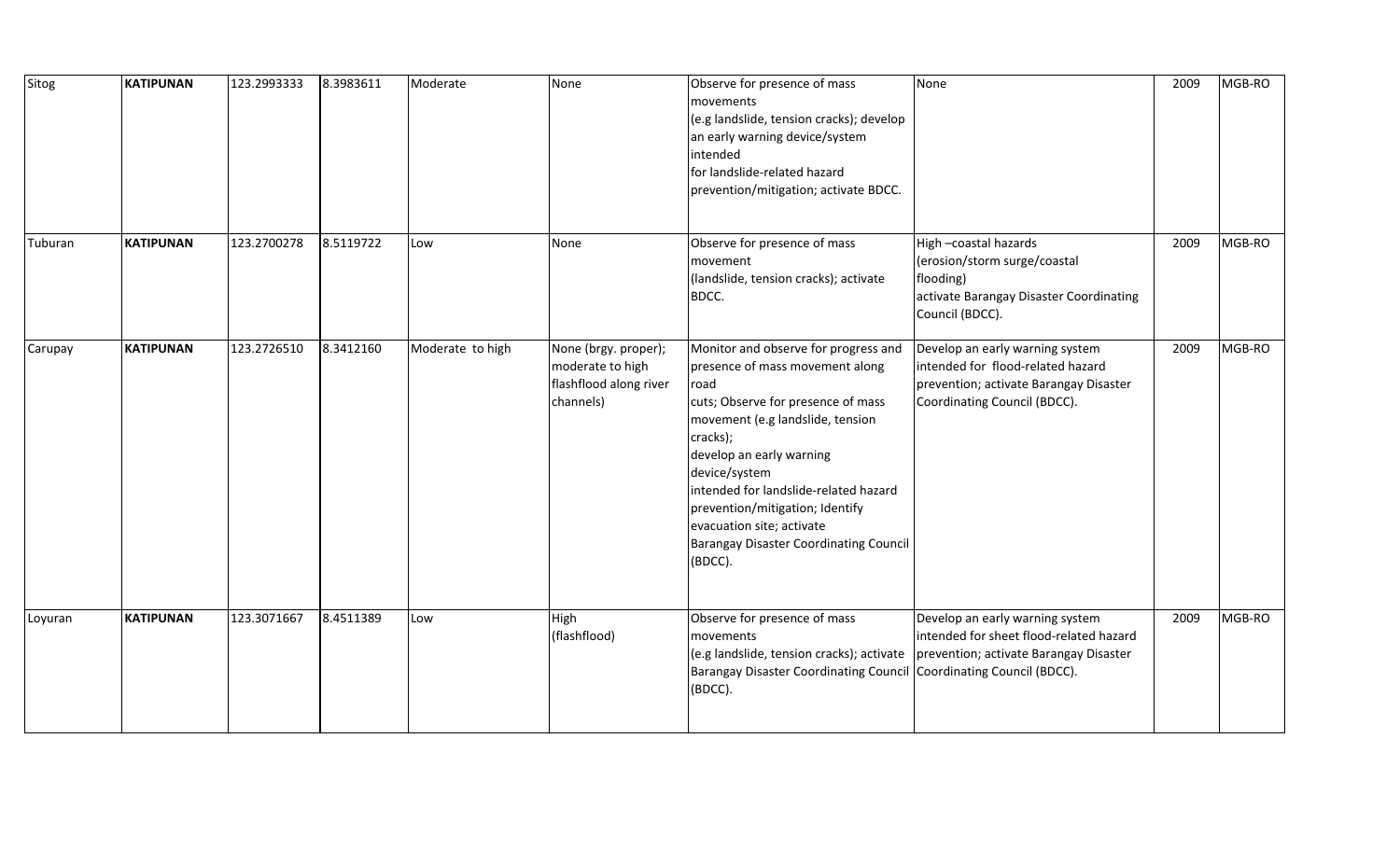| Sitog | **KATIPUNAN** | 123.2993333 | 8.3983611 | Moderate | None | Observe for presence of mass movements (e.g landslide, tension cracks); develop an early warning device/system intended for landslide-related hazard prevention/mitigation; activate BDCC. | None | 2009 | MGB-RO |
|---|---|---|---|---|---|---|---|---|---|
| Tuburan | **KATIPUNAN** | 123.2700278 | 8.5119722 | Low | None | Observe for presence of mass movement (landslide, tension cracks); activate BDCC. | High –coastal hazards (erosion/storm surge/coastal flooding) activate Barangay Disaster Coordinating Council (BDCC). | 2009 | MGB-RO |
| Carupay | **KATIPUNAN** | 123.2726510 | 8.3412160 | Moderate to high | None (brgy. proper); moderate to high flashflood along river channels) | Monitor and observe for progress and presence of mass movement along road cuts; Observe for presence of mass movement (e.g landslide, tension cracks); develop an early warning device/system intended for landslide-related hazard prevention/mitigation; Identify evacuation site; activate Barangay Disaster Coordinating Council (BDCC). | Develop an early warning system intended for flood-related hazard prevention; activate Barangay Disaster Coordinating Council (BDCC). | 2009 | MGB-RO |
| Loyuran | **KATIPUNAN** | 123.3071667 | 8.4511389 | Low | High (flashflood) | Observe for presence of mass movements (e.g landslide, tension cracks); activate Barangay Disaster Coordinating Council (BDCC). | Develop an early warning system intended for sheet flood-related hazard prevention; activate Barangay Disaster Coordinating Council (BDCC). | 2009 | MGB-RO |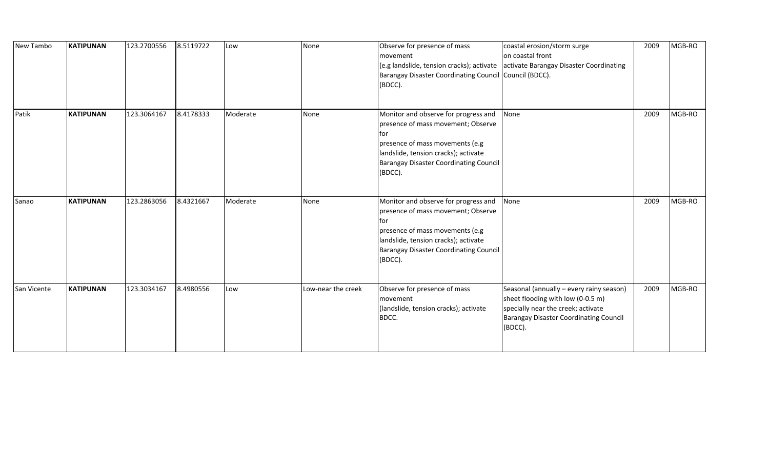| New Tambo | **KATIPUNAN** | 123.2700556 | 8.5119722 | Low | None | Observe for presence of mass movement (e.g landslide, tension cracks); activate Barangay Disaster Coordinating Council (BDCC). | coastal erosion/storm surge on coastal front activate Barangay Disaster Coordinating Council (BDCC). | 2009 | MGB-RO |
|---|---|---|---|---|---|---|---|---|---|
| Patik | **KATIPUNAN** | 123.3064167 | 8.4178333 | Moderate | None | Monitor and observe for progress and presence of mass movement; Observe for presence of mass movements (e.g landslide, tension cracks); activate Barangay Disaster Coordinating Council (BDCC). | None | 2009 | MGB-RO |
| Sanao | **KATIPUNAN** | 123.2863056 | 8.4321667 | Moderate | None | Monitor and observe for progress and presence of mass movement; Observe for presence of mass movements (e.g landslide, tension cracks); activate Barangay Disaster Coordinating Council (BDCC). | None | 2009 | MGB-RO |
| San Vicente | **KATIPUNAN** | 123.3034167 | 8.4980556 | Low | Low-near the creek | Observe for presence of mass movement (landslide, tension cracks); activate BDCC. | Seasonal (annually – every rainy season) sheet flooding with low (0-0.5 m) specially near the creek; activate Barangay Disaster Coordinating Council (BDCC). | 2009 | MGB-RO |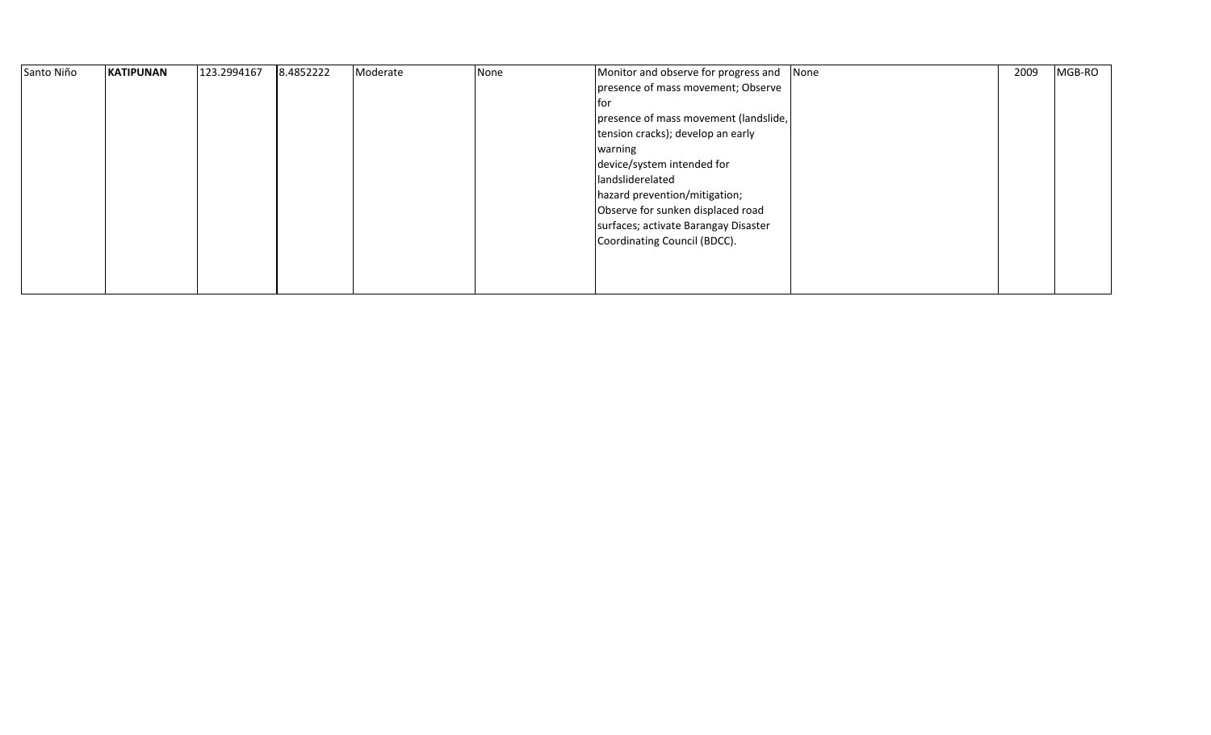| | | | | | | | | | |
|---|---|---|---|---|---|---|---|---|---|
| Santo Niño | **KATIPUNAN** | 123.2994167 | 8.4852222 | Moderate | None | Monitor and observe for progress and presence of mass movement; Observe for presence of mass movement (landslide, tension cracks); develop an early warning device/system intended for landsliderelated hazard prevention/mitigation; Observe for sunken displaced road surfaces; activate Barangay Disaster Coordinating Council (BDCC). | None | 2009 | MGB-RO |